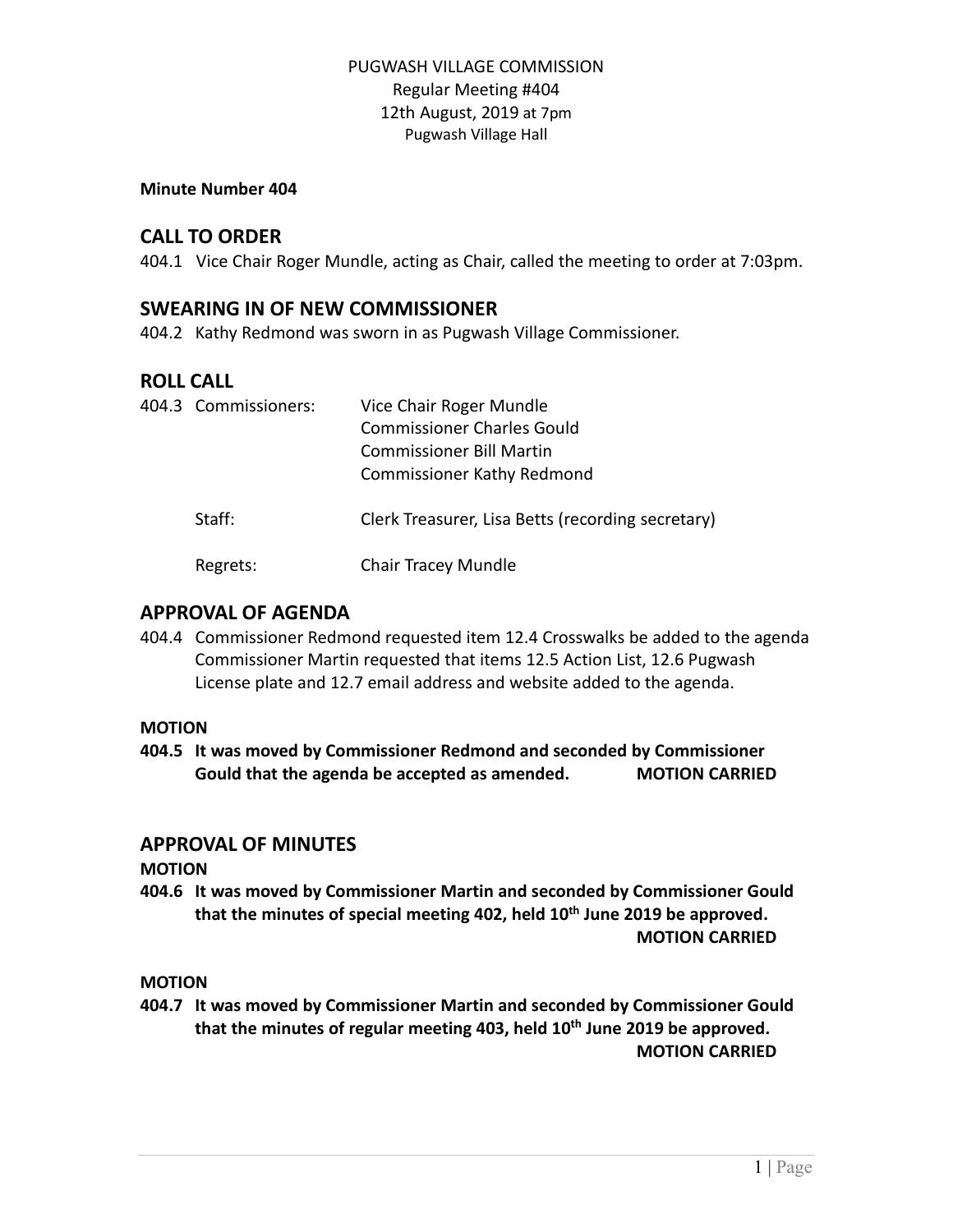PUGWASH VILLAGE COMMISSION
Regular Meeting #404
12th August, 2019 at 7pm
Pugwash Village Hall

**Minute Number 404**

## CALL TO ORDER

404.1 Vice Chair Roger Mundle, acting as Chair, called the meeting to order at 7:03pm.

## SWEARING IN OF NEW COMMISSIONER

404.2 Kathy Redmond was sworn in as Pugwash Village Commissioner.

## ROLL CALL

404.3 Commissioners: Vice Chair Roger Mundle
Commissioner Charles Gould
Commissioner Bill Martin
Commissioner Kathy Redmond

Staff: Clerk Treasurer, Lisa Betts (recording secretary)

Regrets: Chair Tracey Mundle

## APPROVAL OF AGENDA

404.4 Commissioner Redmond requested item 12.4 Crosswalks be added to the agenda Commissioner Martin requested that items 12.5 Action List, 12.6 Pugwash License plate and 12.7 email address and website added to the agenda.

**MOTION**

**404.5 It was moved by Commissioner Redmond and seconded by Commissioner Gould that the agenda be accepted as amended. MOTION CARRIED**

## APPROVAL OF MINUTES

**MOTION**

**404.6 It was moved by Commissioner Martin and seconded by Commissioner Gould that the minutes of special meeting 402, held 10th June 2019 be approved. MOTION CARRIED**

**MOTION**

**404.7 It was moved by Commissioner Martin and seconded by Commissioner Gould that the minutes of regular meeting 403, held 10th June 2019 be approved. MOTION CARRIED**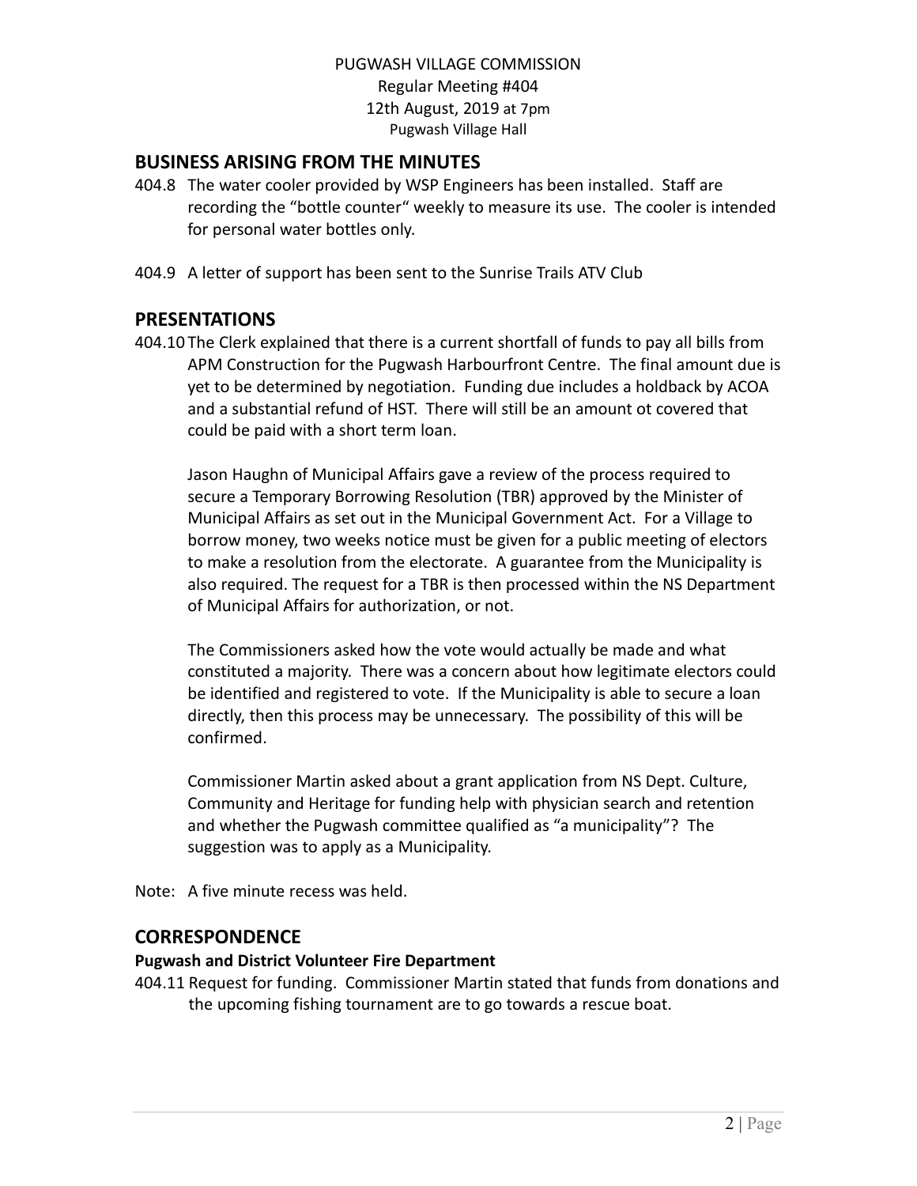PUGWASH VILLAGE COMMISSION
Regular Meeting #404
12th August, 2019 at 7pm
Pugwash Village Hall

## BUSINESS ARISING FROM THE MINUTES

404.8 The water cooler provided by WSP Engineers has been installed. Staff are recording the "bottle counter" weekly to measure its use. The cooler is intended for personal water bottles only.

404.9 A letter of support has been sent to the Sunrise Trails ATV Club

## PRESENTATIONS

404.10 The Clerk explained that there is a current shortfall of funds to pay all bills from APM Construction for the Pugwash Harbourfront Centre. The final amount due is yet to be determined by negotiation. Funding due includes a holdback by ACOA and a substantial refund of HST. There will still be an amount ot covered that could be paid with a short term loan.

Jason Haughn of Municipal Affairs gave a review of the process required to secure a Temporary Borrowing Resolution (TBR) approved by the Minister of Municipal Affairs as set out in the Municipal Government Act. For a Village to borrow money, two weeks notice must be given for a public meeting of electors to make a resolution from the electorate. A guarantee from the Municipality is also required. The request for a TBR is then processed within the NS Department of Municipal Affairs for authorization, or not.

The Commissioners asked how the vote would actually be made and what constituted a majority. There was a concern about how legitimate electors could be identified and registered to vote. If the Municipality is able to secure a loan directly, then this process may be unnecessary. The possibility of this will be confirmed.

Commissioner Martin asked about a grant application from NS Dept. Culture, Community and Heritage for funding help with physician search and retention and whether the Pugwash committee qualified as "a municipality"? The suggestion was to apply as a Municipality.

Note: A five minute recess was held.

## CORRESPONDENCE

**Pugwash and District Volunteer Fire Department**

404.11 Request for funding. Commissioner Martin stated that funds from donations and the upcoming fishing tournament are to go towards a rescue boat.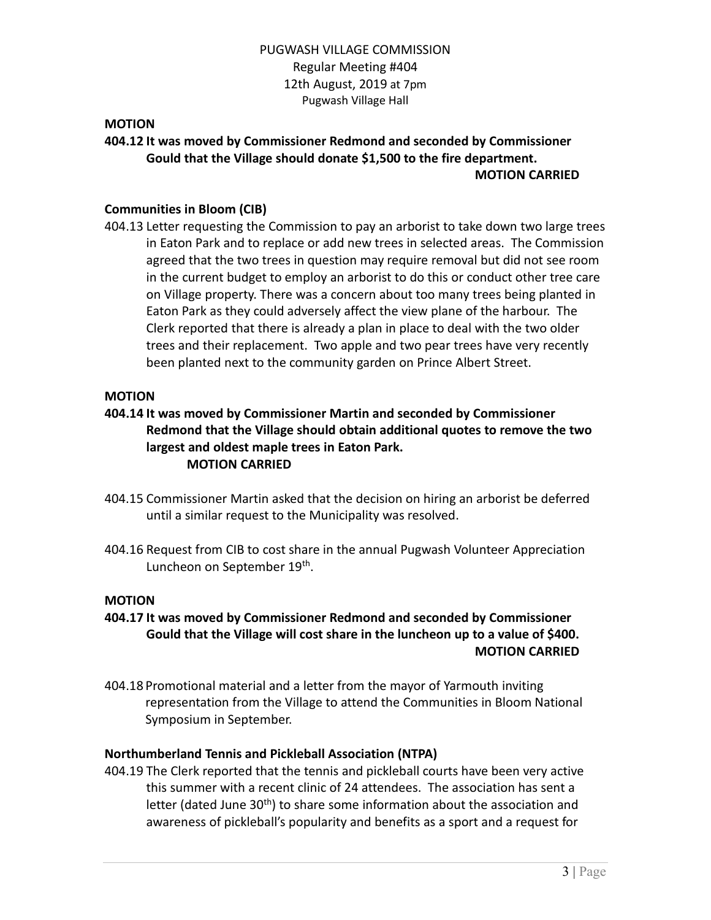**MOTION**

**404.12 It was moved by Commissioner Redmond and seconded by Commissioner Gould that the Village should donate $1,500 to the fire department.**
**MOTION CARRIED**

**Communities in Bloom (CIB)**

404.13 Letter requesting the Commission to pay an arborist to take down two large trees in Eaton Park and to replace or add new trees in selected areas. The Commission agreed that the two trees in question may require removal but did not see room in the current budget to employ an arborist to do this or conduct other tree care on Village property. There was a concern about too many trees being planted in Eaton Park as they could adversely affect the view plane of the harbour. The Clerk reported that there is already a plan in place to deal with the two older trees and their replacement. Two apple and two pear trees have very recently been planted next to the community garden on Prince Albert Street.

**MOTION**

**404.14 It was moved by Commissioner Martin and seconded by Commissioner Redmond that the Village should obtain additional quotes to remove the two largest and oldest maple trees in Eaton Park.**
**MOTION CARRIED**

404.15 Commissioner Martin asked that the decision on hiring an arborist be deferred until a similar request to the Municipality was resolved.

404.16 Request from CIB to cost share in the annual Pugwash Volunteer Appreciation Luncheon on September 19th.

**MOTION**

**404.17 It was moved by Commissioner Redmond and seconded by Commissioner Gould that the Village will cost share in the luncheon up to a value of $400.**
**MOTION CARRIED**

404.18 Promotional material and a letter from the mayor of Yarmouth inviting representation from the Village to attend the Communities in Bloom National Symposium in September.

**Northumberland Tennis and Pickleball Association (NTPA)**

404.19 The Clerk reported that the tennis and pickleball courts have been very active this summer with a recent clinic of 24 attendees. The association has sent a letter (dated June 30th) to share some information about the association and awareness of pickleball's popularity and benefits as a sport and a request for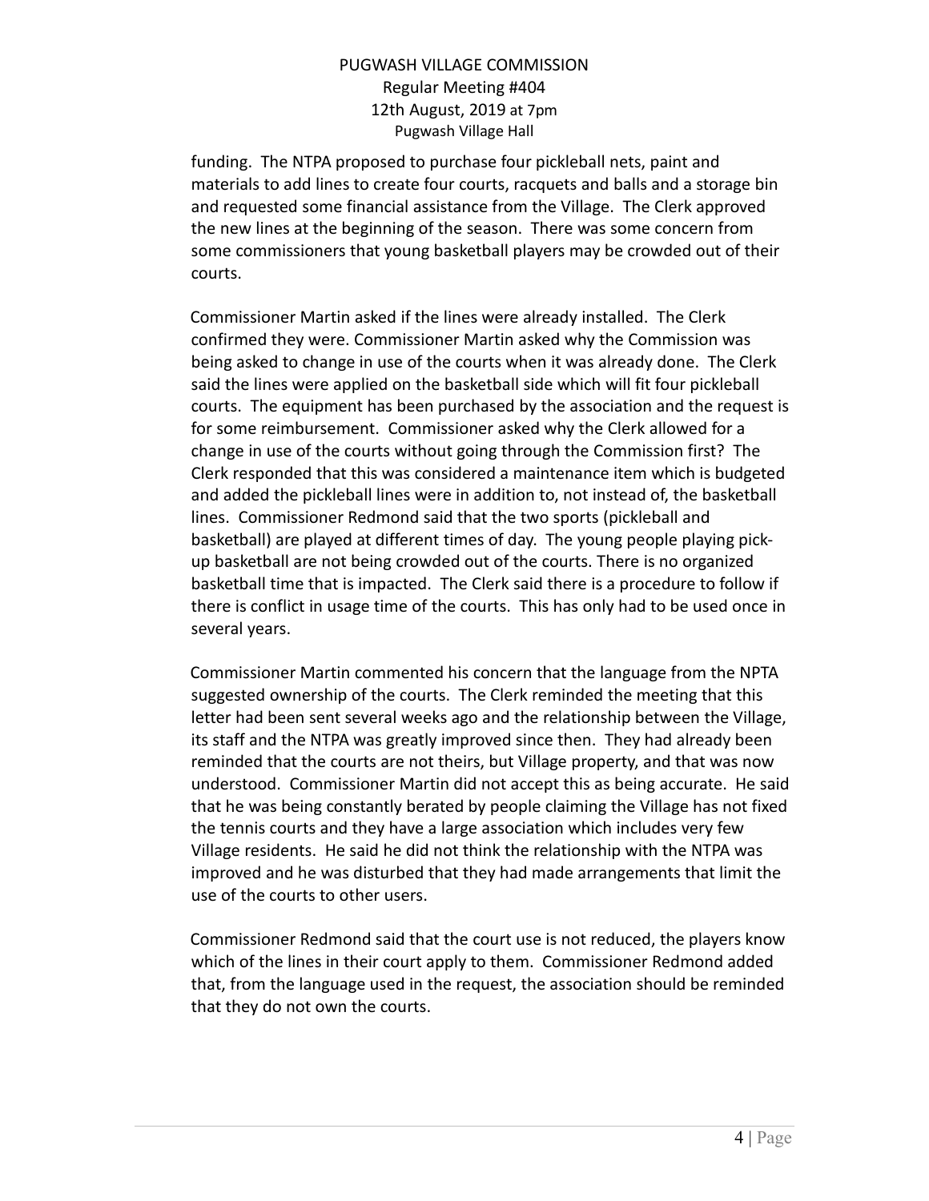funding. The NTPA proposed to purchase four pickleball nets, paint and materials to add lines to create four courts, racquets and balls and a storage bin and requested some financial assistance from the Village. The Clerk approved the new lines at the beginning of the season. There was some concern from some commissioners that young basketball players may be crowded out of their courts.

Commissioner Martin asked if the lines were already installed. The Clerk confirmed they were. Commissioner Martin asked why the Commission was being asked to change in use of the courts when it was already done. The Clerk said the lines were applied on the basketball side which will fit four pickleball courts. The equipment has been purchased by the association and the request is for some reimbursement. Commissioner asked why the Clerk allowed for a change in use of the courts without going through the Commission first? The Clerk responded that this was considered a maintenance item which is budgeted and added the pickleball lines were in addition to, not instead of, the basketball lines. Commissioner Redmond said that the two sports (pickleball and basketball) are played at different times of day. The young people playing pick-up basketball are not being crowded out of the courts. There is no organized basketball time that is impacted. The Clerk said there is a procedure to follow if there is conflict in usage time of the courts. This has only had to be used once in several years.

Commissioner Martin commented his concern that the language from the NPTA suggested ownership of the courts. The Clerk reminded the meeting that this letter had been sent several weeks ago and the relationship between the Village, its staff and the NTPA was greatly improved since then. They had already been reminded that the courts are not theirs, but Village property, and that was now understood. Commissioner Martin did not accept this as being accurate. He said that he was being constantly berated by people claiming the Village has not fixed the tennis courts and they have a large association which includes very few Village residents. He said he did not think the relationship with the NTPA was improved and he was disturbed that they had made arrangements that limit the use of the courts to other users.

Commissioner Redmond said that the court use is not reduced, the players know which of the lines in their court apply to them. Commissioner Redmond added that, from the language used in the request, the association should be reminded that they do not own the courts.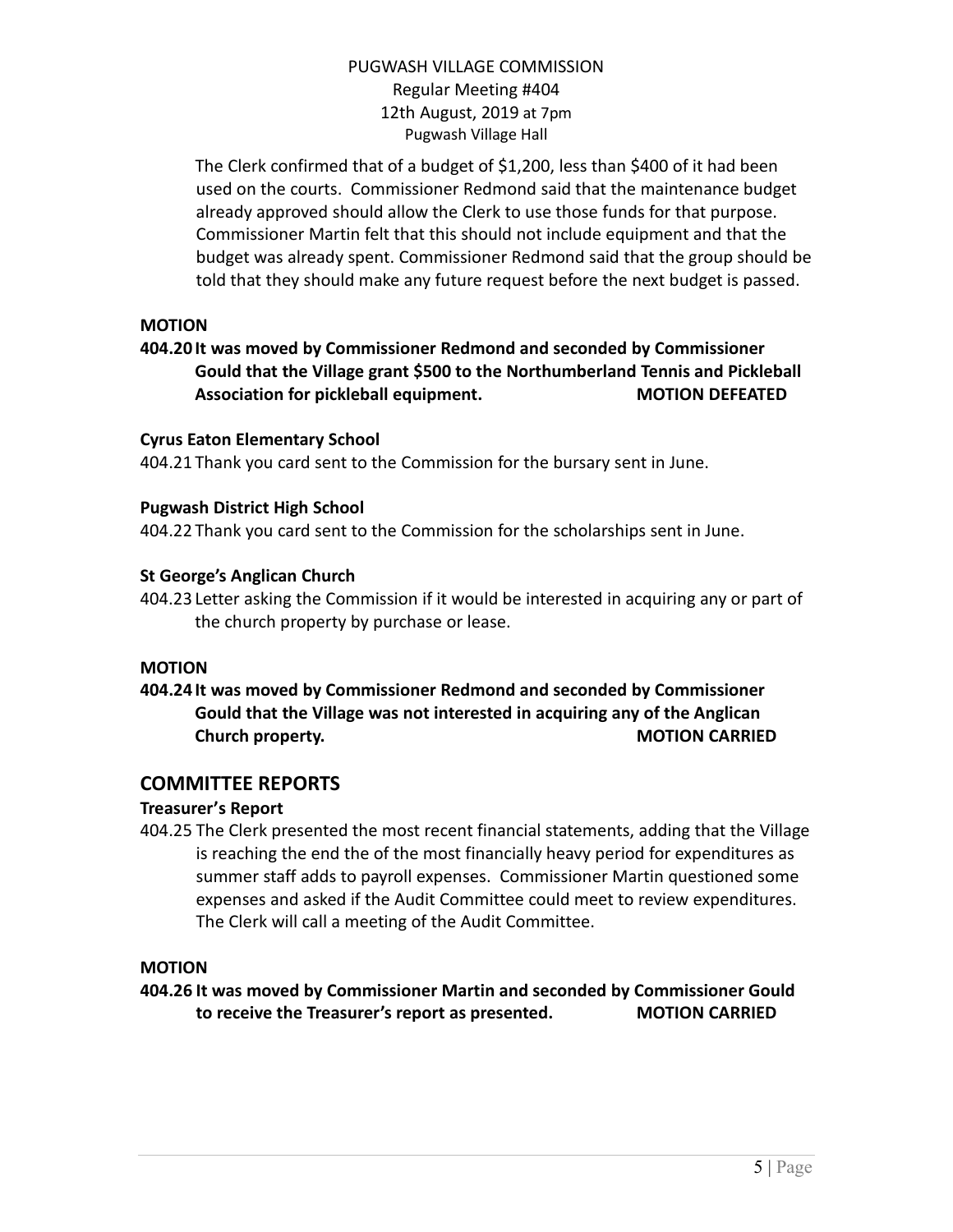The Clerk confirmed that of a budget of $1,200, less than $400 of it had been used on the courts. Commissioner Redmond said that the maintenance budget already approved should allow the Clerk to use those funds for that purpose. Commissioner Martin felt that this should not include equipment and that the budget was already spent. Commissioner Redmond said that the group should be told that they should make any future request before the next budget is passed.

**MOTION**

**404.20 It was moved by Commissioner Redmond and seconded by Commissioner Gould that the Village grant $500 to the Northumberland Tennis and Pickleball Association for pickleball equipment. MOTION DEFEATED**

**Cyrus Eaton Elementary School**

404.21 Thank you card sent to the Commission for the bursary sent in June.

**Pugwash District High School**

404.22 Thank you card sent to the Commission for the scholarships sent in June.

**St George's Anglican Church**

404.23 Letter asking the Commission if it would be interested in acquiring any or part of the church property by purchase or lease.

**MOTION**

**404.24 It was moved by Commissioner Redmond and seconded by Commissioner Gould that the Village was not interested in acquiring any of the Anglican Church property. MOTION CARRIED**

## COMMITTEE REPORTS

**Treasurer's Report**

404.25 The Clerk presented the most recent financial statements, adding that the Village is reaching the end the of the most financially heavy period for expenditures as summer staff adds to payroll expenses. Commissioner Martin questioned some expenses and asked if the Audit Committee could meet to review expenditures. The Clerk will call a meeting of the Audit Committee.

**MOTION**

**404.26 It was moved by Commissioner Martin and seconded by Commissioner Gould to receive the Treasurer's report as presented. MOTION CARRIED**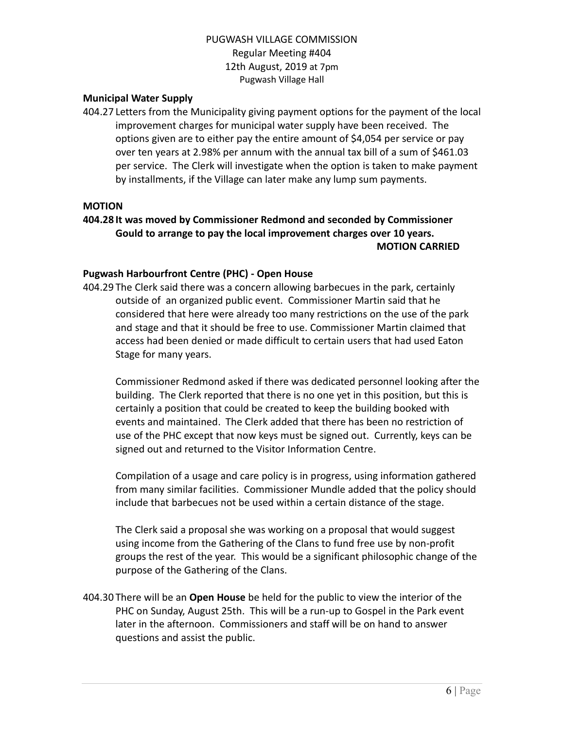#### Municipal Water Supply

404.27 Letters from the Municipality giving payment options for the payment of the local improvement charges for municipal water supply have been received. The options given are to either pay the entire amount of $4,054 per service or pay over ten years at 2.98% per annum with the annual tax bill of a sum of $461.03 per service. The Clerk will investigate when the option is taken to make payment by installments, if the Village can later make any lump sum payments.

#### MOTION

**404.28 It was moved by Commissioner Redmond and seconded by Commissioner Gould to arrange to pay the local improvement charges over 10 years.**

**MOTION CARRIED**

#### Pugwash Harbourfront Centre (PHC) - Open House

404.29 The Clerk said there was a concern allowing barbecues in the park, certainly outside of an organized public event. Commissioner Martin said that he considered that here were already too many restrictions on the use of the park and stage and that it should be free to use. Commissioner Martin claimed that access had been denied or made difficult to certain users that had used Eaton Stage for many years.

Commissioner Redmond asked if there was dedicated personnel looking after the building. The Clerk reported that there is no one yet in this position, but this is certainly a position that could be created to keep the building booked with events and maintained. The Clerk added that there has been no restriction of use of the PHC except that now keys must be signed out. Currently, keys can be signed out and returned to the Visitor Information Centre.

Compilation of a usage and care policy is in progress, using information gathered from many similar facilities. Commissioner Mundle added that the policy should include that barbecues not be used within a certain distance of the stage.

The Clerk said a proposal she was working on a proposal that would suggest using income from the Gathering of the Clans to fund free use by non-profit groups the rest of the year. This would be a significant philosophic change of the purpose of the Gathering of the Clans.

404.30 There will be an **Open House** be held for the public to view the interior of the PHC on Sunday, August 25th. This will be a run-up to Gospel in the Park event later in the afternoon. Commissioners and staff will be on hand to answer questions and assist the public.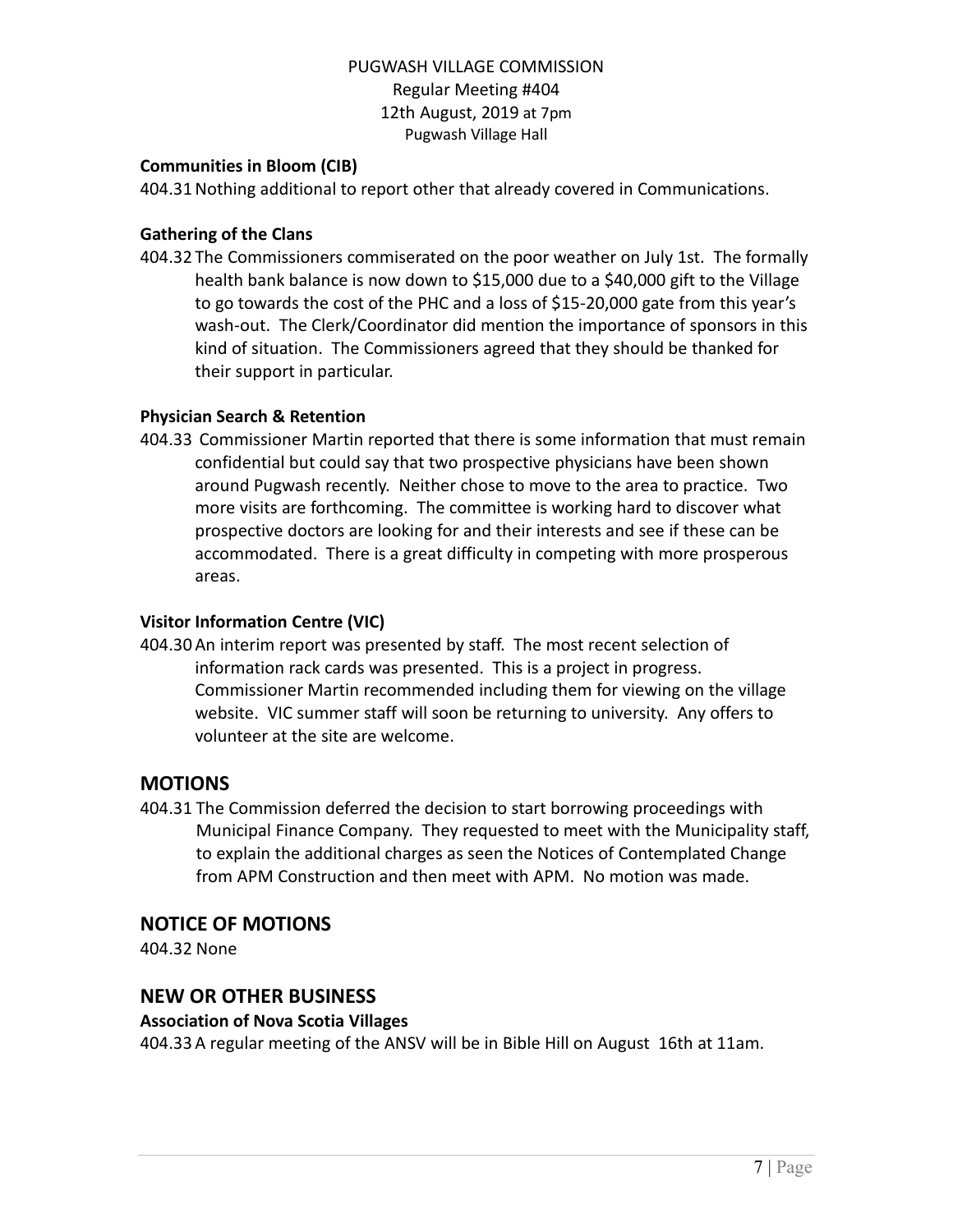**Communities in Bloom (CIB)**

404.31 Nothing additional to report other that already covered in Communications.

**Gathering of the Clans**

404.32 The Commissioners commiserated on the poor weather on July 1st. The formally health bank balance is now down to $15,000 due to a $40,000 gift to the Village to go towards the cost of the PHC and a loss of $15-20,000 gate from this year's wash-out. The Clerk/Coordinator did mention the importance of sponsors in this kind of situation. The Commissioners agreed that they should be thanked for their support in particular.

**Physician Search & Retention**

404.33 Commissioner Martin reported that there is some information that must remain confidential but could say that two prospective physicians have been shown around Pugwash recently. Neither chose to move to the area to practice. Two more visits are forthcoming. The committee is working hard to discover what prospective doctors are looking for and their interests and see if these can be accommodated. There is a great difficulty in competing with more prosperous areas.

**Visitor Information Centre (VIC)**

404.30 An interim report was presented by staff. The most recent selection of information rack cards was presented. This is a project in progress. Commissioner Martin recommended including them for viewing on the village website. VIC summer staff will soon be returning to university. Any offers to volunteer at the site are welcome.

## MOTIONS

404.31 The Commission deferred the decision to start borrowing proceedings with Municipal Finance Company. They requested to meet with the Municipality staff, to explain the additional charges as seen the Notices of Contemplated Change from APM Construction and then meet with APM. No motion was made.

## NOTICE OF MOTIONS

404.32 None

## NEW OR OTHER BUSINESS

**Association of Nova Scotia Villages**

404.33 A regular meeting of the ANSV will be in Bible Hill on August 16th at 11am.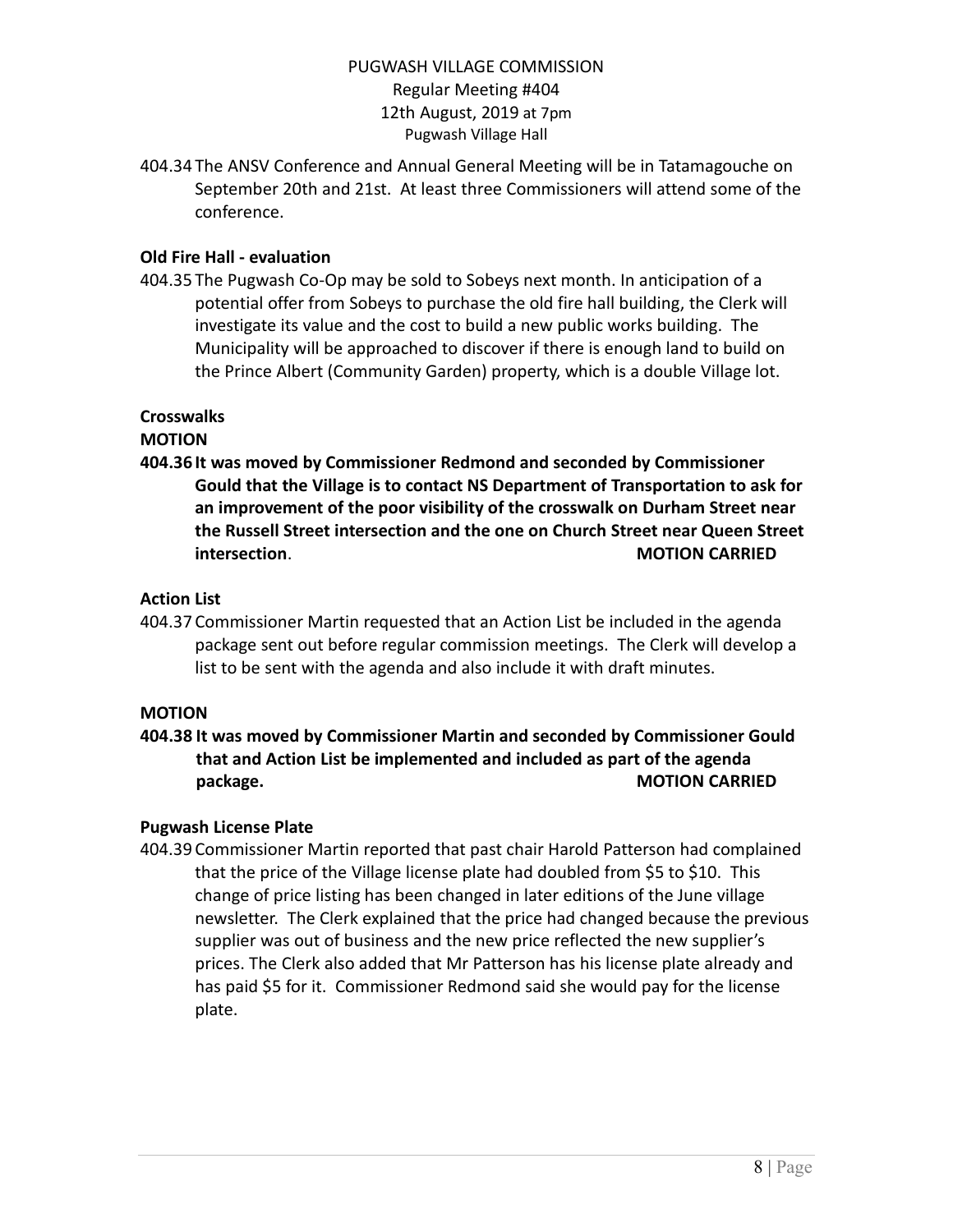404.34 The ANSV Conference and Annual General Meeting will be in Tatamagouche on September 20th and 21st. At least three Commissioners will attend some of the conference.

**Old Fire Hall - evaluation**

404.35 The Pugwash Co-Op may be sold to Sobeys next month. In anticipation of a potential offer from Sobeys to purchase the old fire hall building, the Clerk will investigate its value and the cost to build a new public works building. The Municipality will be approached to discover if there is enough land to build on the Prince Albert (Community Garden) property, which is a double Village lot.

**Crosswalks**

**MOTION**

**404.36 It was moved by Commissioner Redmond and seconded by Commissioner Gould that the Village is to contact NS Department of Transportation to ask for an improvement of the poor visibility of the crosswalk on Durham Street near the Russell Street intersection and the one on Church Street near Queen Street intersection. MOTION CARRIED**

**Action List**

404.37 Commissioner Martin requested that an Action List be included in the agenda package sent out before regular commission meetings. The Clerk will develop a list to be sent with the agenda and also include it with draft minutes.

**MOTION**

**404.38 It was moved by Commissioner Martin and seconded by Commissioner Gould that and Action List be implemented and included as part of the agenda package. MOTION CARRIED**

**Pugwash License Plate**

404.39 Commissioner Martin reported that past chair Harold Patterson had complained that the price of the Village license plate had doubled from $5 to $10. This change of price listing has been changed in later editions of the June village newsletter. The Clerk explained that the price had changed because the previous supplier was out of business and the new price reflected the new supplier's prices. The Clerk also added that Mr Patterson has his license plate already and has paid $5 for it. Commissioner Redmond said she would pay for the license plate.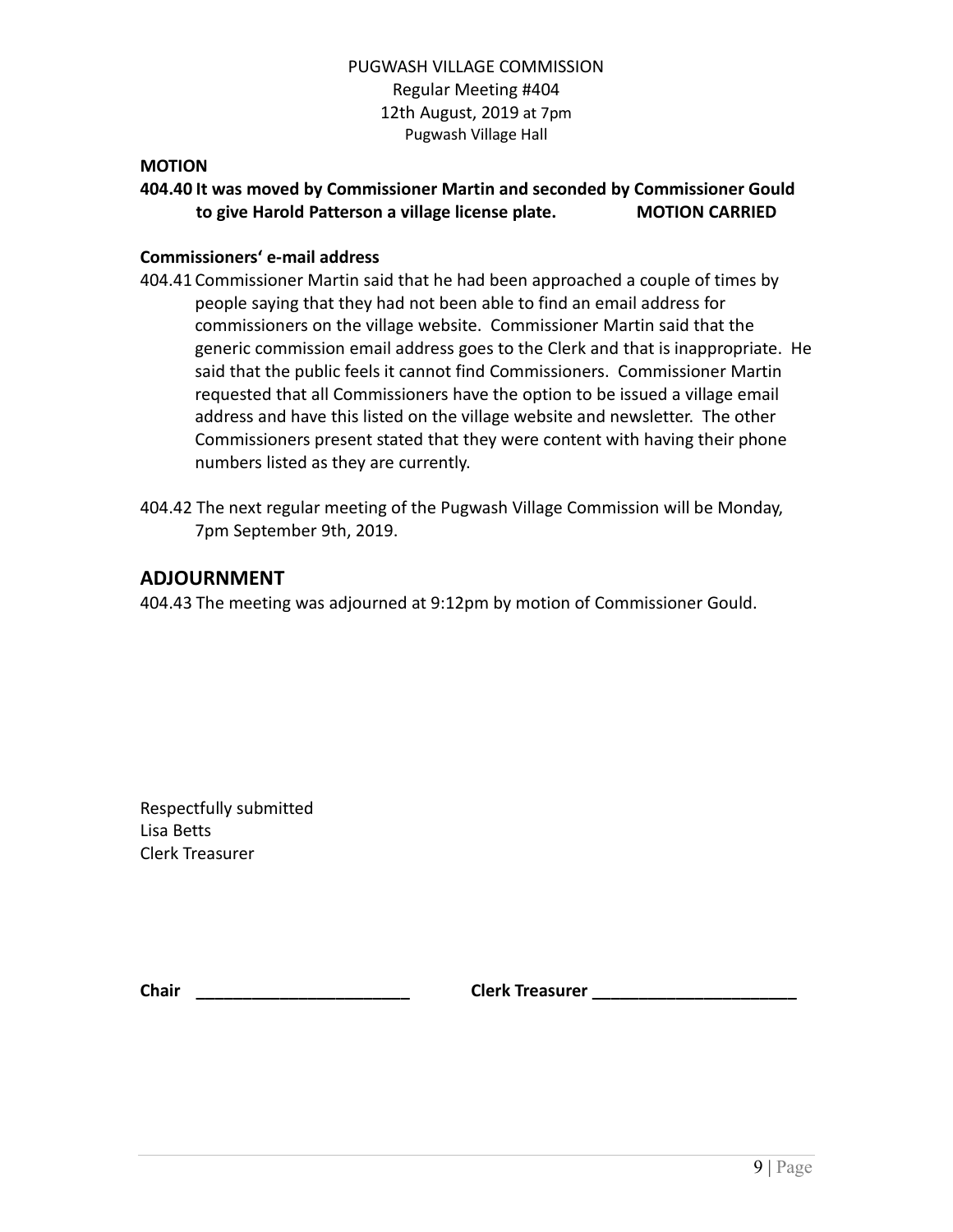PUGWASH VILLAGE COMMISSION
Regular Meeting #404
12th August, 2019 at 7pm
Pugwash Village Hall

**MOTION**

**404.40 It was moved by Commissioner Martin and seconded by Commissioner Gould to give Harold Patterson a village license plate. MOTION CARRIED**

**Commissioners' e-mail address**

404.41 Commissioner Martin said that he had been approached a couple of times by people saying that they had not been able to find an email address for commissioners on the village website. Commissioner Martin said that the generic commission email address goes to the Clerk and that is inappropriate. He said that the public feels it cannot find Commissioners. Commissioner Martin requested that all Commissioners have the option to be issued a village email address and have this listed on the village website and newsletter. The other Commissioners present stated that they were content with having their phone numbers listed as they are currently.

404.42 The next regular meeting of the Pugwash Village Commission will be Monday, 7pm September 9th, 2019.

## ADJOURNMENT

404.43 The meeting was adjourned at 9:12pm by motion of Commissioner Gould.

Respectfully submitted
Lisa Betts
Clerk Treasurer

**Chair** _______________________ **Clerk Treasurer** _____________________